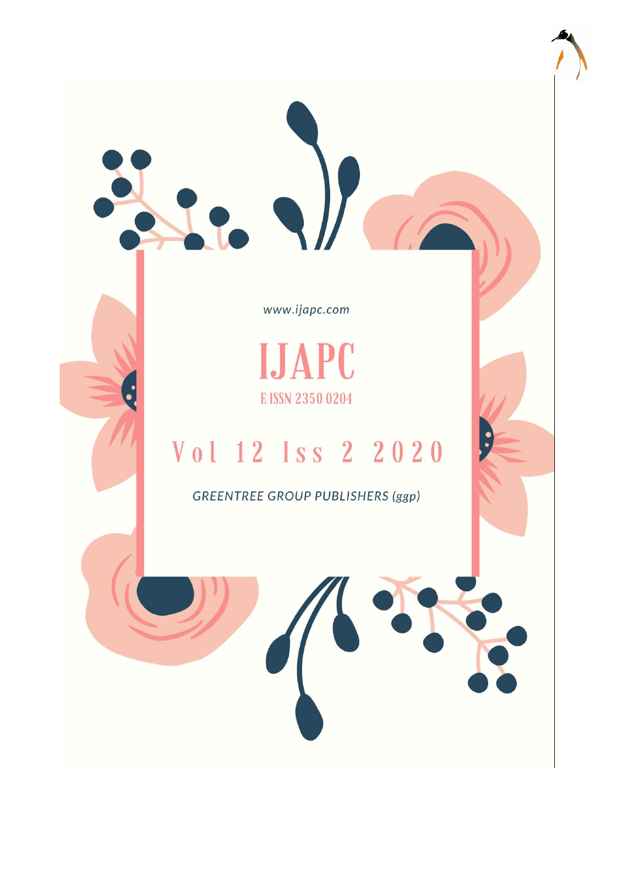www.ijapc.com

# IJAPC

E ISSN 2350 0204

## Vol 12 Iss 2 2020

*GREENTREE GROUP PUBLISHERS (ggp)*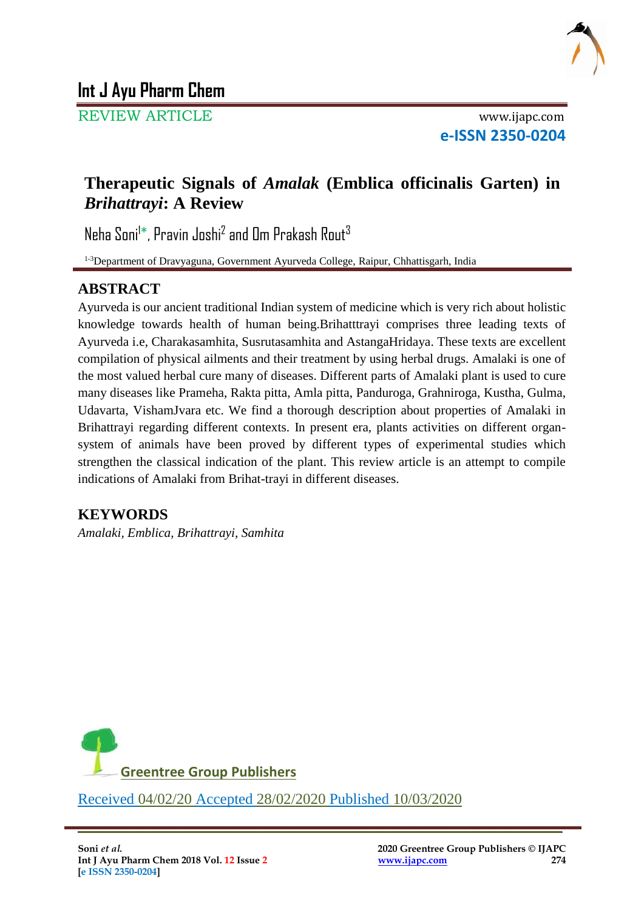# Int J Ayu Pharm Chem

REVIEW ARTICLE

www.ijapc.com

**e-ISSN 2350-0204**

## Therapeutic Signals of *Amalak* (Emblica officinalis Garten) in *Brihattrayi*: A Review

Neha Soni[1]*, Pravin Joshi[2] and Om Prakash Rout[3]

[1-3]Department of Dravyaguna, Government Ayurveda College, Raipur, Chhattisgarh, India

## ABSTRACT

Ayurveda is our ancient traditional Indian system of medicine which is very rich about holistic knowledge towards health of human being.Brihatttrayi comprises three leading texts of Ayurveda i.e, Charakasamhita, Susrutasamhita and AstangaHridaya. These texts are excellent compilation of physical ailments and their treatment by using herbal drugs. Amalaki is one of the most valued herbal cure many of diseases. Different parts of Amalaki plant is used to cure many diseases like Prameha, Rakta pitta, Amla pitta, Panduroga, Grahniroga, Kustha, Gulma, Udavarta, VishamJvara etc. We find a thorough description about properties of Amalaki in Brihattrayi regarding different contexts. In present era, plants activities on different organ-system of animals have been proved by different types of experimental studies which strengthen the classical indication of the plant. This review article is an attempt to compile indications of Amalaki from Brihat-trayi in different diseases.

## KEYWORDS

*Amalaki, Emblica, Brihattrayi, Samhita*

Greentree Group Publishers

Received 04/02/20 Accepted 28/02/2020 Published 10/03/2020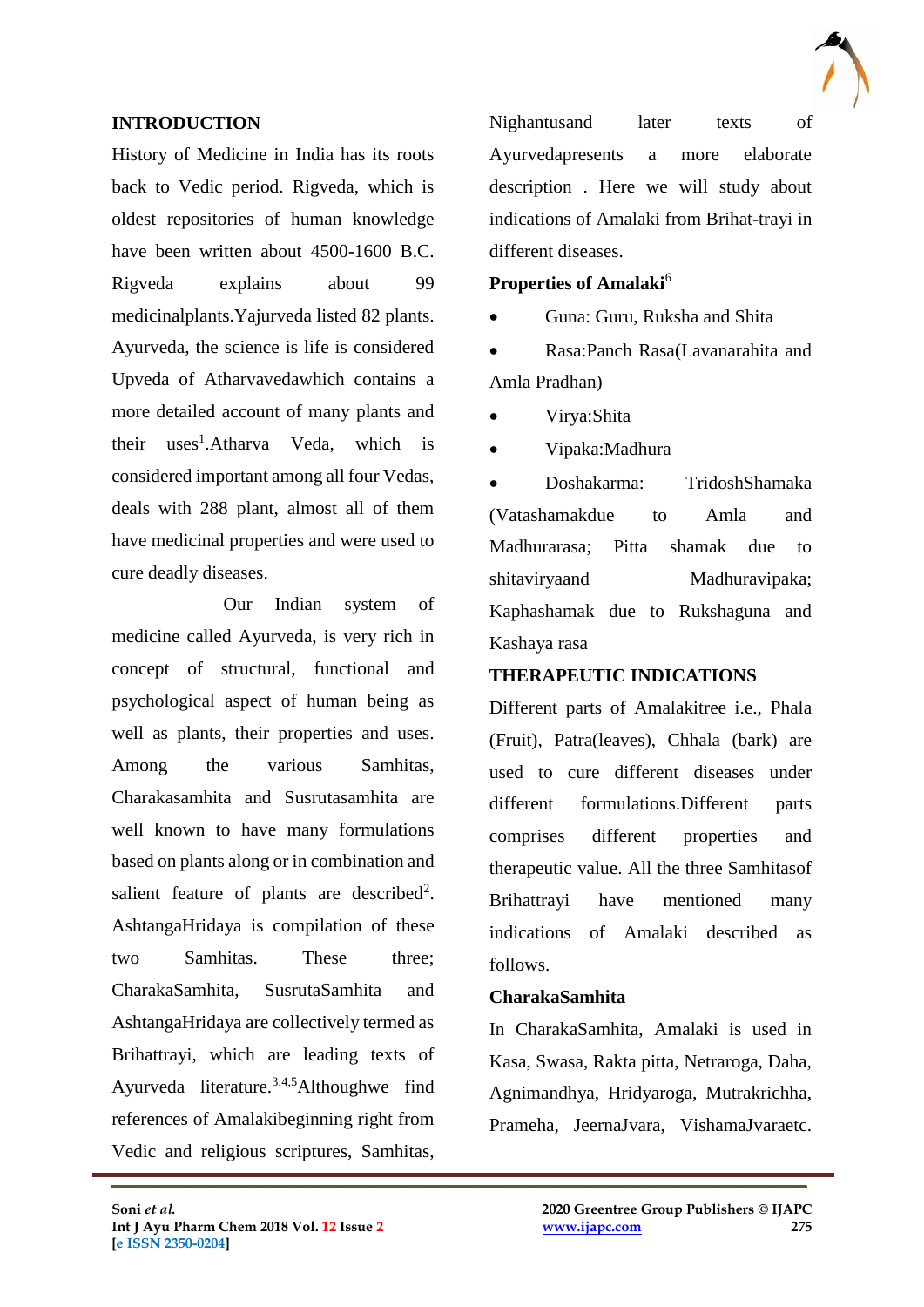## INTRODUCTION

History of Medicine in India has its roots back to Vedic period. Rigveda, which is oldest repositories of human knowledge have been written about 4500-1600 B.C. Rigveda explains about 99 medicinalplants.Yajurveda listed 82 plants. Ayurveda, the science is life is considered Upveda of Atharvavedawhich contains a more detailed account of many plants and their uses[1].Atharva Veda, which is considered important among all four Vedas, deals with 288 plant, almost all of them have medicinal properties and were used to cure deadly diseases.

Our Indian system of medicine called Ayurveda, is very rich in concept of structural, functional and psychological aspect of human being as well as plants, their properties and uses. Among the various Samhitas, Charakasamhita and Susrutasamhita are well known to have many formulations based on plants along or in combination and salient feature of plants are described[2]. AshtangaHridaya is compilation of these two Samhitas. These three; CharakaSamhita, SusrutaSamhita and AshtangaHridaya are collectively termed as Brihattrayi, which are leading texts of Ayurveda literature.[3,4,5]Althoughwe find references of Amalakibeginning right from Vedic and religious scriptures, Samhitas, Nighantusand later texts of Ayurvedapresents a more elaborate description . Here we will study about indications of Amalaki from Brihat-trayi in different diseases.

### Properties of Amalaki[6]

- Guna: Guru, Ruksha and Shita
- Rasa:Panch Rasa(Lavanarahita and Amla Pradhan)
- Virya:Shita
- Vipaka:Madhura
- Doshakarma: TridoshShamaka (Vatashamakdue to Amla and Madhurarasa; Pitta shamak due to shitaviryaand Madhuravipaka; Kaphashamak due to Rukshaguna and Kashaya rasa

## THERAPEUTIC INDICATIONS

Different parts of Amalakitree i.e., Phala (Fruit), Patra(leaves), Chhala (bark) are used to cure different diseases under different formulations.Different parts comprises different properties and therapeutic value. All the three Samhitasof Brihattrayi have mentioned many indications of Amalaki described as follows.

### CharakaSamhita

In CharakaSamhita, Amalaki is used in Kasa, Swasa, Rakta pitta, Netraroga, Daha, Agnimandhya, Hridyaroga, Mutrakrichha, Prameha, JeernaJvara, VishamaJvaraetc.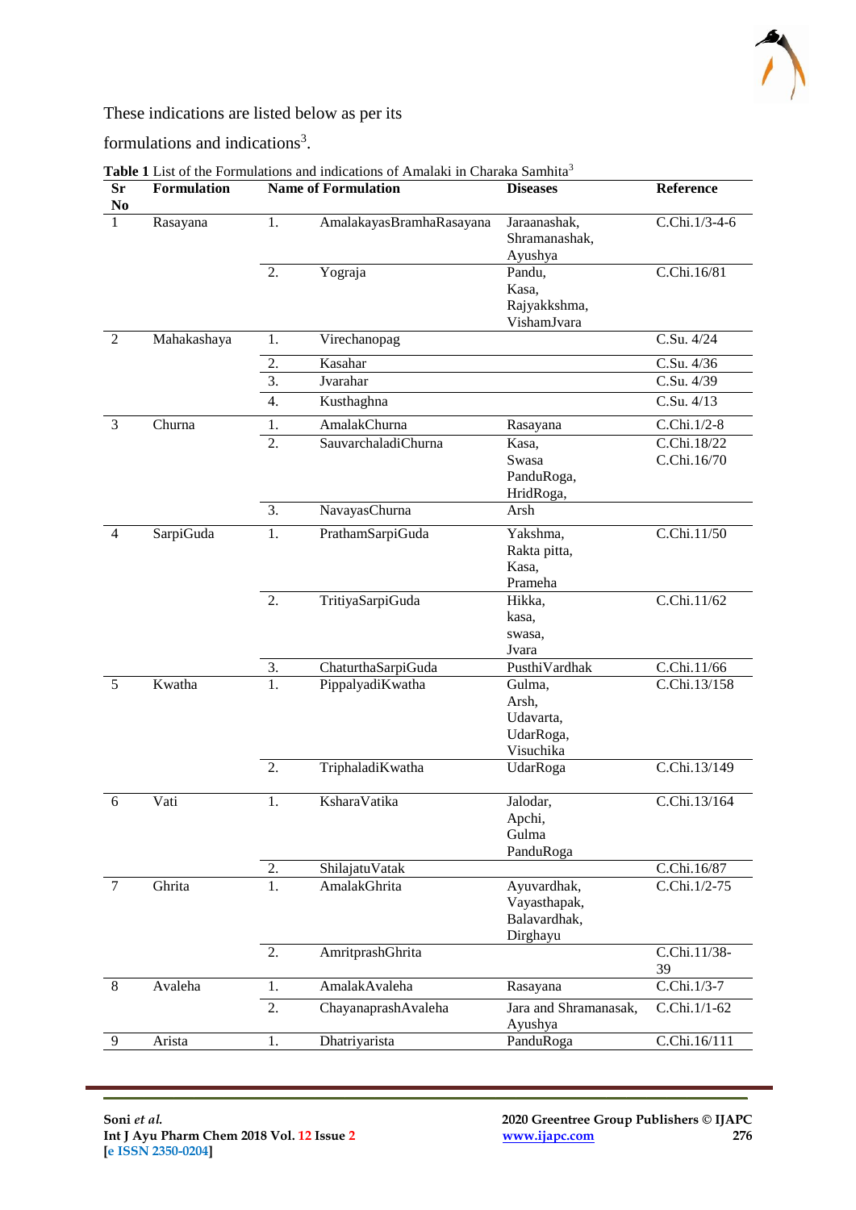These indications are listed below as per its formulations and indications[3].

**Table 1** List of the Formulations and indications of Amalaki in Charaka Samhita[3]

| Sr No | Formulation | Name of Formulation | | Diseases | Reference |
|---|---|---|---|---|---|
| 1 | Rasayana | 1. | AmalakayasBramhaRasayana | Jaraanashak, Shramanashak, Ayushya | C.Chi.1/3-4-6 |
| | | 2. | Yograja | Pandu, Kasa, Rajyakkshma, VishamJvara | C.Chi.16/81 |
| 2 | Mahakashaya | 1. | Virechanopag | | C.Su. 4/24 |
| | | 2. | Kasahar | | C.Su. 4/36 |
| | | 3. | Jvarahar | | C.Su. 4/39 |
| | | 4. | Kusthaghna | | C.Su. 4/13 |
| 3 | Churna | 1. | AmalakChurna | Rasayana | C.Chi.1/2-8 |
| | | 2. | SauvarchaladiChurna | Kasa, Swasa PanduRoga, HridRoga, | C.Chi.18/22 C.Chi.16/70 |
| | | 3. | NavayasChurna | Arsh | |
| 4 | SarpiGuda | 1. | PrathamSarpiGuda | Yakshma, Rakta pitta, Kasa, Prameha | C.Chi.11/50 |
| | | 2. | TritiyaSarpiGuda | Hikka, kasa, swasa, Jvara | C.Chi.11/62 |
| | | 3. | ChaturthaSarpiGuda | PusthiVardhak | C.Chi.11/66 |
| 5 | Kwatha | 1. | PippalyadiKwatha | Gulma, Arsh, Udavarta, UdarRoga, Visuchika | C.Chi.13/158 |
| | | 2. | TriphaladiKwatha | UdarRoga | C.Chi.13/149 |
| 6 | Vati | 1. | KsharaVatika | Jalodar, Apchi, Gulma PanduRoga | C.Chi.13/164 |
| | | 2. | ShilajatuVatak | | C.Chi.16/87 |
| 7 | Ghrita | 1. | AmalakGhrita | Ayuvardhak, Vayasthapak, Balavardhak, Dirghayu | C.Chi.1/2-75 |
| | | 2. | AmritprashGhrita | | C.Chi.11/38-39 |
| 8 | Avaleha | 1. | AmalakAvaleha | Rasayana | C.Chi.1/3-7 |
| | | 2. | ChayanaprashAvaleha | Jara and Shramanasak, Ayushya | C.Chi.1/1-62 |
| 9 | Arista | 1. | Dhatriyarista | PanduRoga | C.Chi.16/111 |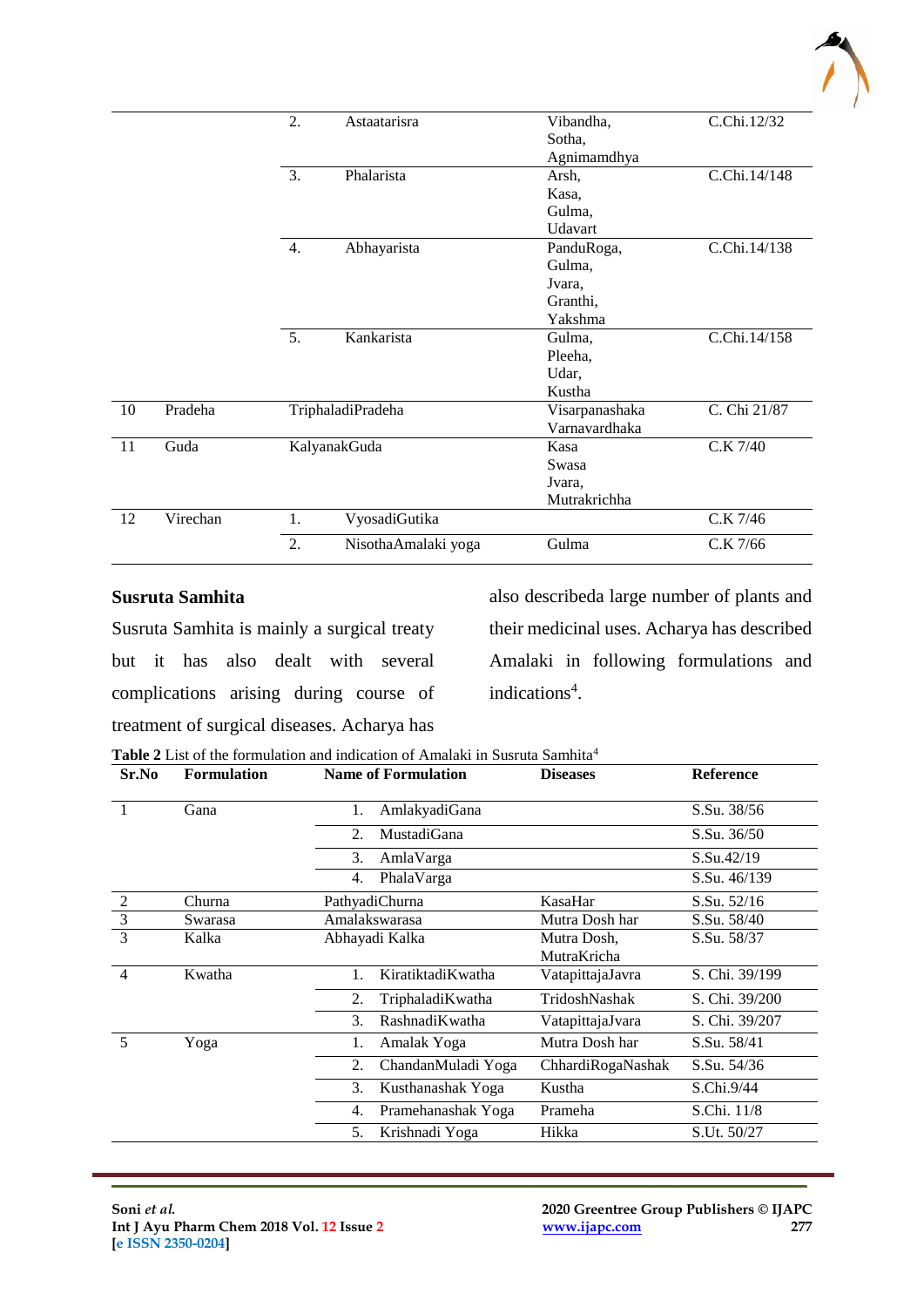| | | | | |
|---|---|---|---|---|
| | | 2. Astaatarisra | Vibandha, Sotha, Agnimamdhya | C.Chi.12/32 |
| | | 3. Phalarista | Arsh, Kasa, Gulma, Udavart | C.Chi.14/148 |
| | | 4. Abhayarista | PanduRoga, Gulma, Jvara, Granthi, Yakshma | C.Chi.14/138 |
| | | 5. Kankarista | Gulma, Pleeha, Udar, Kustha | C.Chi.14/158 |
| 10 | Pradeha | TriphaladiPradeha | Visarpanashaka Varnavardhaka | C. Chi 21/87 |
| 11 | Guda | KalyanakGuda | Kasa Swasa Jvara, Mutrakrichha | C.K 7/40 |
| 12 | Virechan | 1. VyosadiGutika | | C.K 7/46 |
| | | 2. NisothaAmalaki yoga | Gulma | C.K 7/66 |

## Susruta Samhita

Susruta Samhita is mainly a surgical treaty but it has also dealt with several complications arising during course of treatment of surgical diseases. Acharya has also describeda large number of plants and their medicinal uses. Acharya has described Amalaki in following formulations and indications[4].

**Table 2** List of the formulation and indication of Amalaki in Susruta Samhita[4]

| Sr.No | Formulation | Name of Formulation | Diseases | Reference |
|---|---|---|---|---|
| 1 | Gana | 1. AmlakyadiGana | | S.Su. 38/56 |
| | | 2. MustadiGana | | S.Su. 36/50 |
| | | 3. AmlaVarga | | S.Su.42/19 |
| | | 4. PhalaVarga | | S.Su. 46/139 |
| 2 | Churna | PathyadiChurna | KasaHar | S.Su. 52/16 |
| 3 | Swarasa | Amalakswarasa | Mutra Dosh har | S.Su. 58/40 |
| 3 | Kalka | Abhayadi Kalka | Mutra Dosh, MutraKricha | S.Su. 58/37 |
| 4 | Kwatha | 1. KiratiktadiKwatha | VatapittajaJavra | S. Chi. 39/199 |
| | | 2. TriphaladiKwatha | TridoshNashak | S. Chi. 39/200 |
| | | 3. RashnadiKwatha | VatapittajaJvara | S. Chi. 39/207 |
| 5 | Yoga | 1. Amalak Yoga | Mutra Dosh har | S.Su. 58/41 |
| | | 2. ChandanMuladi Yoga | ChhardiRogaNashak | S.Su. 54/36 |
| | | 3. Kusthanashak Yoga | Kustha | S.Chi.9/44 |
| | | 4. Pramehanashak Yoga | Prameha | S.Chi. 11/8 |
| | | 5. Krishnadi Yoga | Hikka | S.Ut. 50/27 |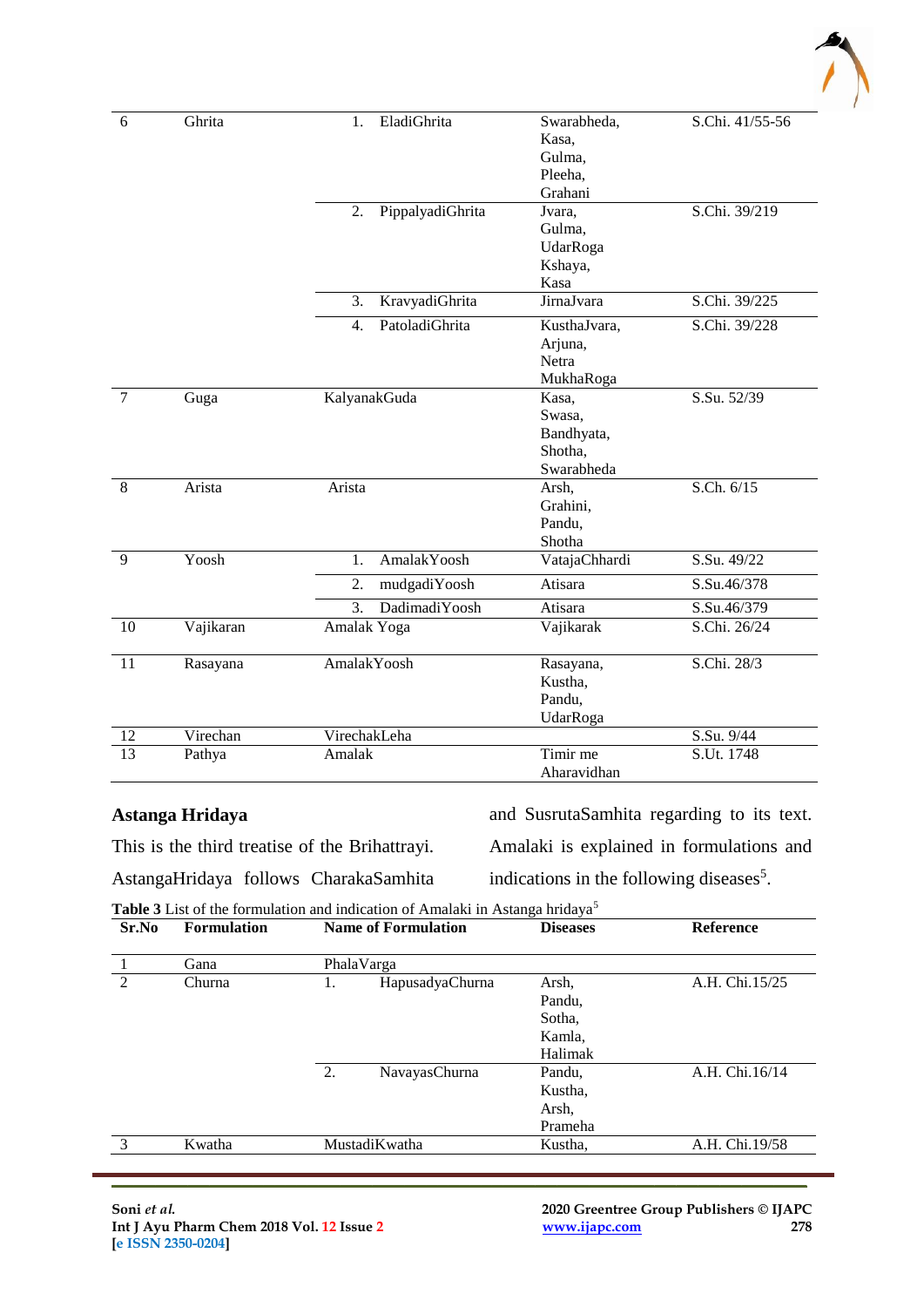| | | | | |
|---|---|---|---|---|
| 6 | Ghrita | 1. EladiGhrita | Swarabheda, Kasa, Gulma, Pleeha, Grahani | S.Chi. 41/55-56 |
| | | 2. PippalyadiGhrita | Jvara, Gulma, UdarRoga Kshaya, Kasa | S.Chi. 39/219 |
| | | 3. KravyadiGhrita | JirnaJvara | S.Chi. 39/225 |
| | | 4. PatoladiGhrita | KusthaJvara, Arjuna, Netra MukhaRoga | S.Chi. 39/228 |
| 7 | Guga | KalyanakGuda | Kasa, Swasa, Bandhyata, Shotha, Swarabheda | S.Su. 52/39 |
| 8 | Arista | Arista | Arsh, Grahini, Pandu, Shotha | S.Ch. 6/15 |
| 9 | Yoosh | 1. AmalakYoosh | VatajaChhardi | S.Su. 49/22 |
| | | 2. mudgadiYoosh | Atisara | S.Su.46/378 |
| | | 3. DadimadiYoosh | Atisara | S.Su.46/379 |
| 10 | Vajikaran | Amalak Yoga | Vajikarak | S.Chi. 26/24 |
| 11 | Rasayana | AmalakYoosh | Rasayana, Kustha, Pandu, UdarRoga | S.Chi. 28/3 |
| 12 | Virechan | VirechakLeha | | S.Su. 9/44 |
| 13 | Pathya | Amalak | Timir me Aharavidhan | S.Ut. 1748 |

## Astanga Hridaya

This is the third treatise of the Brihattrayi. AstangaHridaya follows CharakaSamhita and SusrutaSamhita regarding to its text. Amalaki is explained in formulations and indications in the following diseases[5].

**Table 3** List of the formulation and indication of Amalaki in Astanga hridaya[5]

| Sr.No | Formulation | Name of Formulation | Diseases | Reference |
|---|---|---|---|---|
| 1 | Gana | PhalaVarga | | |
| 2 | Churna | 1. HapusadyaChurna | Arsh, Pandu, Sotha, Kamla, Halimak | A.H. Chi.15/25 |
| | | 2. NavayasChurna | Pandu, Kustha, Arsh, Prameha | A.H. Chi.16/14 |
| 3 | Kwatha | MustadiKwatha | Kustha, | A.H. Chi.19/58 |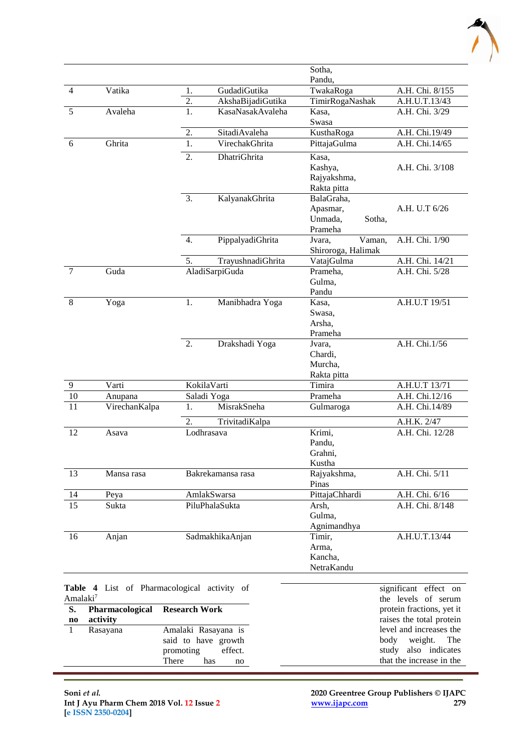| | | | | | |
|---|---|---|---|---|---|
| | | | | Sotha, Pandu, | |
| 4 | Vatika | 1. | GudadiGutika | TwakaRoga | A.H. Chi. 8/155 |
| | | 2. | AkshaBijadiGutika | TimirRogaNashak | A.H.U.T.13/43 |
| 5 | Avaleha | 1. | KasaNasakAvaleha | Kasa, Swasa | A.H. Chi. 3/29 |
| | | 2. | SitadiAvaleha | KusthaRoga | A.H. Chi.19/49 |
| 6 | Ghrita | 1. | VirechakGhrita | PittajaGulma | A.H. Chi.14/65 |
| | | 2. | DhatriGhrita | Kasa, Kashya, Rajyakshma, Rakta pitta | A.H. Chi. 3/108 |
| | | 3. | KalyanakGhrita | BalaGraha, Apasmar, Unmada, Sotha, Prameha | A.H. U.T 6/26 |
| | | 4. | PippalyadiGhrita | Jvara, Vaman, Shiroroga, Halimak | A.H. Chi. 1/90 |
| | | 5. | TrayushnadiGhrita | VatajGulma | A.H. Chi. 14/21 |
| 7 | Guda | AladiSarpiGuda | | Prameha, Gulma, Pandu | A.H. Chi. 5/28 |
| 8 | Yoga | 1. | Manibhadra Yoga | Kasa, Swasa, Arsha, Prameha | A.H.U.T 19/51 |
| | | 2. | Drakshadi Yoga | Jvara, Chardi, Murcha, Rakta pitta | A.H. Chi.1/56 |
| 9 | Varti | KokilaVarti | | Timira | A.H.U.T 13/71 |
| 10 | Anupana | Saladi Yoga | | Prameha | A.H. Chi.12/16 |
| 11 | VirechanKalpa | 1. | MisrakSneha | Gulmaroga | A.H. Chi.14/89 |
| | | 2. | TrivitadiKalpa | | A.H.K. 2/47 |
| 12 | Asava | Lodhrasava | | Krimi, Pandu, Grahni, Kustha | A.H. Chi. 12/28 |
| 13 | Mansa rasa | Bakrekamansa rasa | | Rajyakshma, Pinas | A.H. Chi. 5/11 |
| 14 | Peya | AmlakSwarsa | | PittajaChhardi | A.H. Chi. 6/16 |
| 15 | Sukta | PiluPhalaSukta | | Arsh, Gulma, Agnimandhya | A.H. Chi. 8/148 |
| 16 | Anjan | SadmakhikaAnjan | | Timir, Arma, Kancha, NetraKandu | A.H.U.T.13/44 |

**Table 4** List of Pharmacological activity of Amalaki[7]

| S. no | Pharmacological activity | Research Work |
|---|---|---|
| 1 | Rasayana | Amalaki Rasayana is said to have growth promoting effect. There has no significant effect on the levels of serum protein fractions, yet it raises the total protein level and increases the body weight. The study also indicates that the increase in the |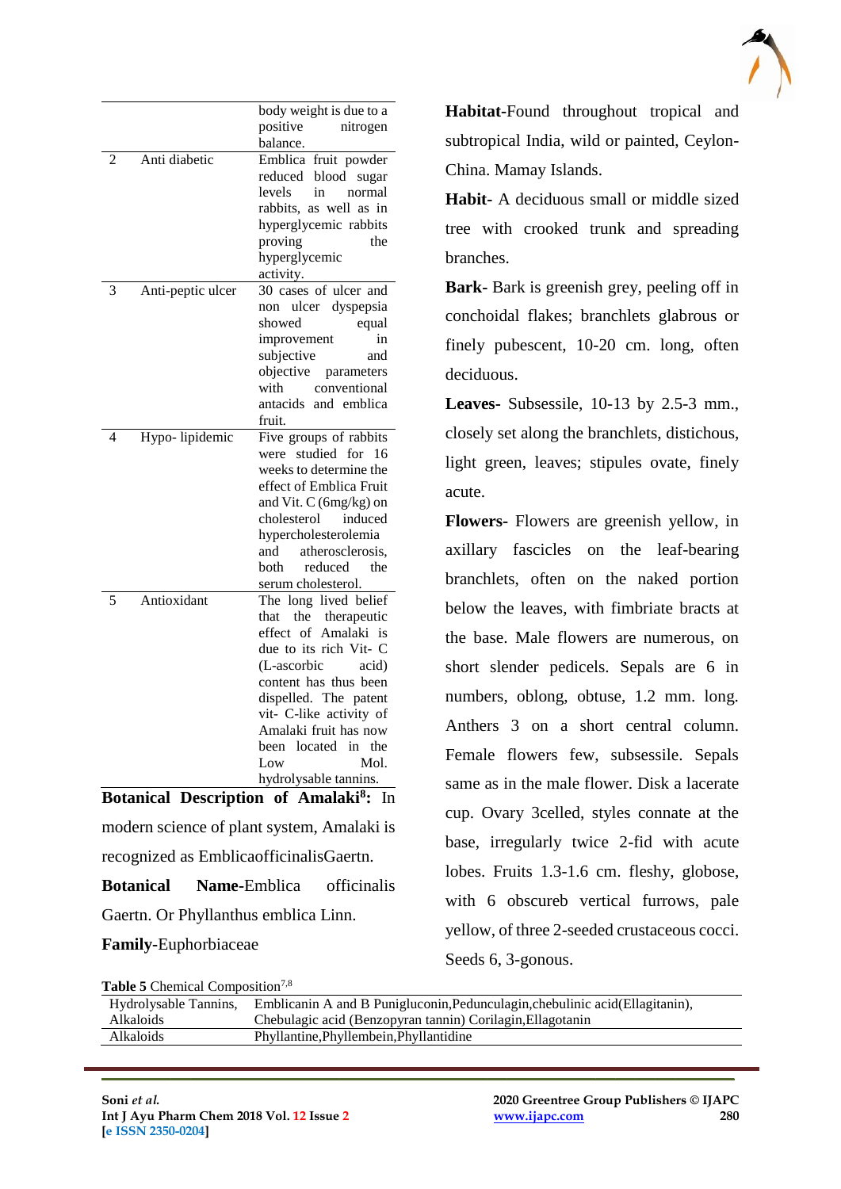| | | body weight is due to a positive nitrogen balance. |
|---|---|---|
| 2 | Anti diabetic | Emblica fruit powder reduced blood sugar levels in normal rabbits, as well as in hyperglycemic rabbits proving the hyperglycemic activity. |
| 3 | Anti-peptic ulcer | 30 cases of ulcer and non ulcer dyspepsia showed equal improvement in subjective and objective parameters with conventional antacids and emblica fruit. |
| 4 | Hypo- lipidemic | Five groups of rabbits were studied for 16 weeks to determine the effect of Emblica Fruit and Vit. C (6mg/kg) on cholesterol induced hypercholesterolemia and atherosclerosis, both reduced the serum cholesterol. |
| 5 | Antioxidant | The long lived belief that the therapeutic effect of Amalaki is due to its rich Vit- C (L-ascorbic acid) content has thus been dispelled. The patent vit- C-like activity of Amalaki fruit has now been located in the Low Mol. hydrolysable tannins. |

**Botanical Description of Amalaki[8]:** In modern science of plant system, Amalaki is recognized as EmblicaofficinalisGaertn.

**Botanical Name**-Emblica officinalis Gaertn. Or Phyllanthus emblica Linn.

**Family**-Euphorbiaceae

**Habitat**-Found throughout tropical and subtropical India, wild or painted, Ceylon-China. Mamay Islands.

**Habit**- A deciduous small or middle sized tree with crooked trunk and spreading branches.

**Bark**- Bark is greenish grey, peeling off in conchoidal flakes; branchlets glabrous or finely pubescent, 10-20 cm. long, often deciduous.

**Leaves**- Subsessile, 10-13 by 2.5-3 mm., closely set along the branchlets, distichous, light green, leaves; stipules ovate, finely acute.

**Flowers**- Flowers are greenish yellow, in axillary fascicles on the leaf-bearing branchlets, often on the naked portion below the leaves, with fimbriate bracts at the base. Male flowers are numerous, on short slender pedicels. Sepals are 6 in numbers, oblong, obtuse, 1.2 mm. long. Anthers 3 on a short central column. Female flowers few, subsessile. Sepals same as in the male flower. Disk a lacerate cup. Ovary 3celled, styles connate at the base, irregularly twice 2-fid with acute lobes. Fruits 1.3-1.6 cm. fleshy, globose, with 6 obscureb vertical furrows, pale yellow, of three 2-seeded crustaceous cocci. Seeds 6, 3-gonous.

**Table 5** Chemical Composition[7,8]

| | |
|---|---|
| Hydrolysable Tannins, Alkaloids | Emblicanin A and B Punigluconin,Pedunculagin,chebulinic acid(Ellagitanin), Chebulagic acid (Benzopyran tannin) Corilagin,Ellagotanin |
| Alkaloids | Phyllantine,Phyllembein,Phyllantidine |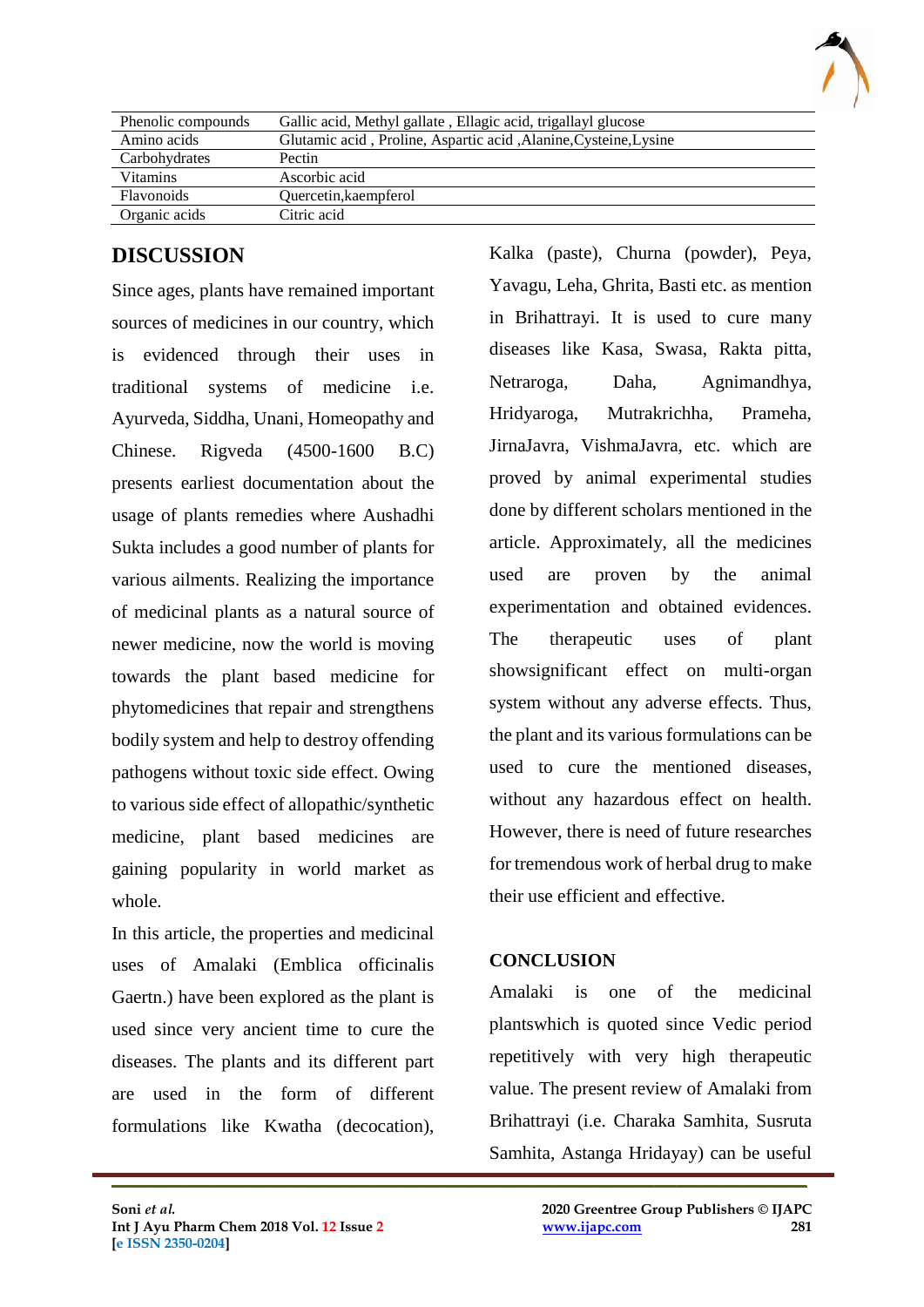| Phenolic compounds | Gallic acid, Methyl gallate , Ellagic acid, trigallayl glucose |
|---|---|
| Amino acids | Glutamic acid , Proline, Aspartic acid ,Alanine,Cysteine,Lysine |
| Carbohydrates | Pectin |
| Vitamins | Ascorbic acid |
| Flavonoids | Quercetin,kaempferol |
| Organic acids | Citric acid |

## DISCUSSION

Since ages, plants have remained important sources of medicines in our country, which is evidenced through their uses in traditional systems of medicine i.e. Ayurveda, Siddha, Unani, Homeopathy and Chinese. Rigveda (4500-1600 B.C) presents earliest documentation about the usage of plants remedies where Aushadhi Sukta includes a good number of plants for various ailments. Realizing the importance of medicinal plants as a natural source of newer medicine, now the world is moving towards the plant based medicine for phytomedicines that repair and strengthens bodily system and help to destroy offending pathogens without toxic side effect. Owing to various side effect of allopathic/synthetic medicine, plant based medicines are gaining popularity in world market as whole.

In this article, the properties and medicinal uses of Amalaki (Emblica officinalis Gaertn.) have been explored as the plant is used since very ancient time to cure the diseases. The plants and its different part are used in the form of different formulations like Kwatha (decocation), Kalka (paste), Churna (powder), Peya, Yavagu, Leha, Ghrita, Basti etc. as mention in Brihattrayi. It is used to cure many diseases like Kasa, Swasa, Rakta pitta, Netraroga, Daha, Agnimandhya, Hridyaroga, Mutrakrichha, Prameha, JirnaJavra, VishmaJavra, etc. which are proved by animal experimental studies done by different scholars mentioned in the article. Approximately, all the medicines used are proven by the animal experimentation and obtained evidences. The therapeutic uses of plant showsignificant effect on multi-organ system without any adverse effects. Thus, the plant and its various formulations can be used to cure the mentioned diseases, without any hazardous effect on health. However, there is need of future researches for tremendous work of herbal drug to make their use efficient and effective.

## CONCLUSION

Amalaki is one of the medicinal plantswhich is quoted since Vedic period repetitively with very high therapeutic value. The present review of Amalaki from Brihattrayi (i.e. Charaka Samhita, Susruta Samhita, Astanga Hridayay) can be useful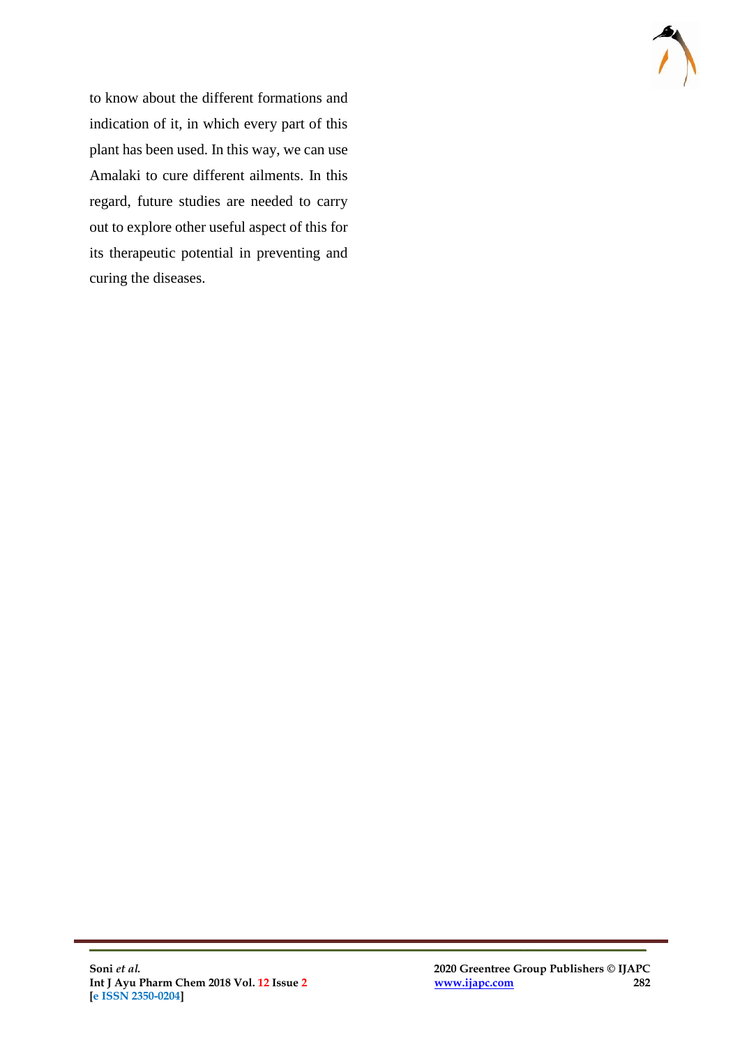to know about the different formations and indication of it, in which every part of this plant has been used. In this way, we can use Amalaki to cure different ailments. In this regard, future studies are needed to carry out to explore other useful aspect of this for its therapeutic potential in preventing and curing the diseases.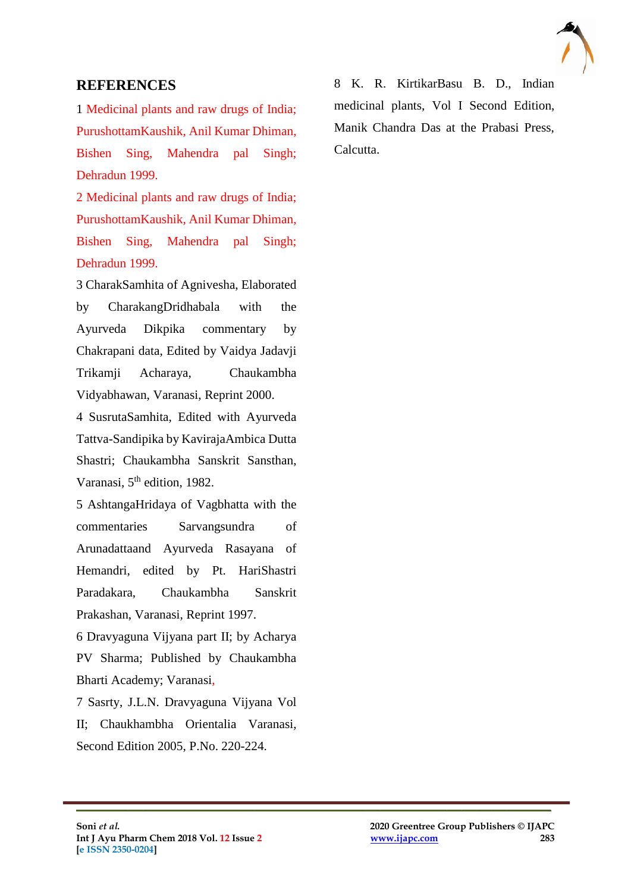## REFERENCES

1 Medicinal plants and raw drugs of India; PurushottamKaushik, Anil Kumar Dhiman, Bishen Sing, Mahendra pal Singh; Dehradun 1999.

2 Medicinal plants and raw drugs of India; PurushottamKaushik, Anil Kumar Dhiman, Bishen Sing, Mahendra pal Singh; Dehradun 1999.

3 CharakSamhita of Agnivesha, Elaborated by CharakangDridhabala with the Ayurveda Dikpika commentary by Chakrapani data, Edited by Vaidya Jadavji Trikamji Acharaya, Chaukambha Vidyabhawan, Varanasi, Reprint 2000.

4 SusrutaSamhita, Edited with Ayurveda Tattva-Sandipika by KavirajaAmbica Dutta Shastri; Chaukambha Sanskrit Sansthan, Varanasi, 5th edition, 1982.

5 AshtangaHridaya of Vagbhatta with the commentaries Sarvangsundra of Arunadattaand Ayurveda Rasayana of Hemandri, edited by Pt. HariShastri Paradakara, Chaukambha Sanskrit Prakashan, Varanasi, Reprint 1997.

6 Dravyaguna Vijyana part II; by Acharya PV Sharma; Published by Chaukambha Bharti Academy; Varanasi,

7 Sasrty, J.L.N. Dravyaguna Vijyana Vol II; Chaukhambha Orientalia Varanasi, Second Edition 2005, P.No. 220-224.

8 K. R. KirtikarBasu B. D., Indian medicinal plants, Vol I Second Edition, Manik Chandra Das at the Prabasi Press, Calcutta.